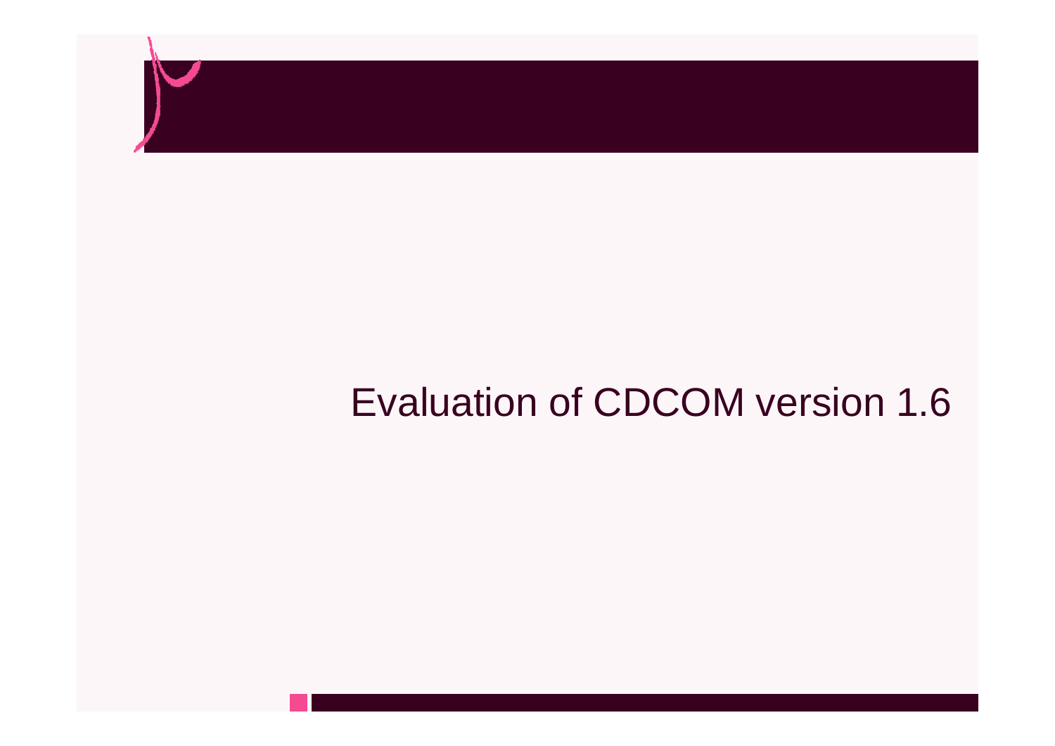# Evaluation of CDCOM version 1.6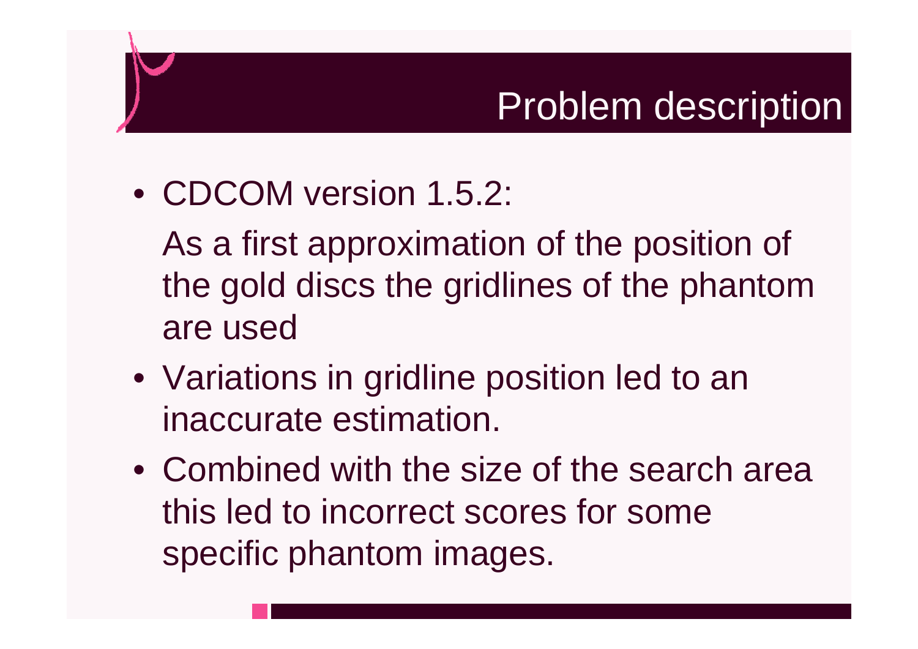# Problem description

- CDCOM version 1.5.2:

  As a first approximation of the position of the gold discs the gridlines of the phantom are used

- Variations in gridline position led to an inaccurate estimation.
- Combined with the size of the search area this led to incorrect scores for some specific phantom images.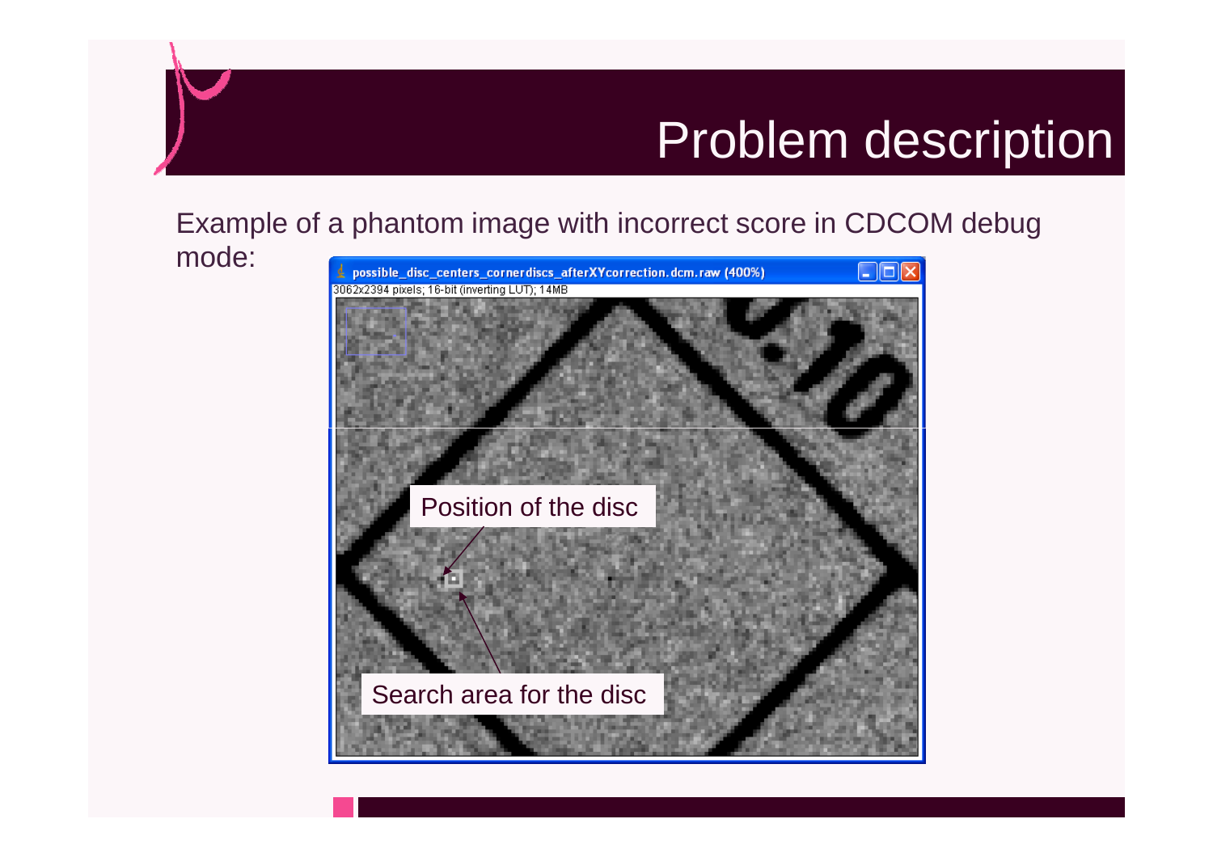# Problem description

Example of a phantom image with incorrect score in CDCOM debug mode:

possible_disc_centers_cornerdiscs_afterXYcorrection.dcm.raw (400%)

3062x2394 pixels; 16-bit (inverting LUT); 14MB

Position of the disc

Search area for the disc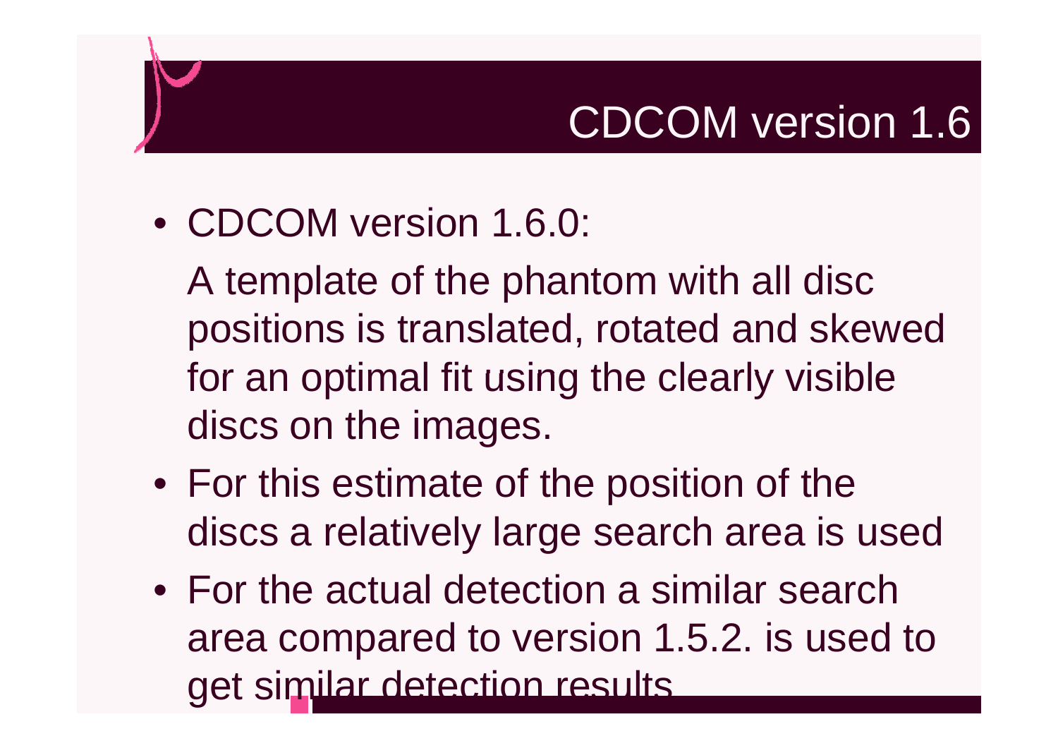# CDCOM version 1.6

- CDCOM version 1.6.0:

  A template of the phantom with all disc positions is translated, rotated and skewed for an optimal fit using the clearly visible discs on the images.

- For this estimate of the position of the discs a relatively large search area is used
- For the actual detection a similar search area compared to version 1.5.2. is used to get similar detection results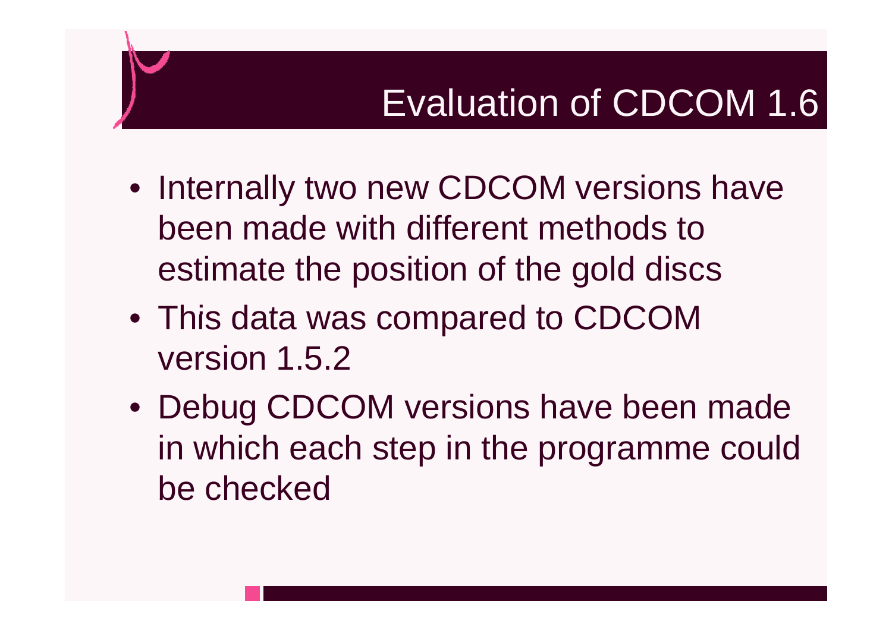# Evaluation of CDCOM 1.6

- Internally two new CDCOM versions have been made with different methods to estimate the position of the gold discs
- This data was compared to CDCOM version 1.5.2
- Debug CDCOM versions have been made in which each step in the programme could be checked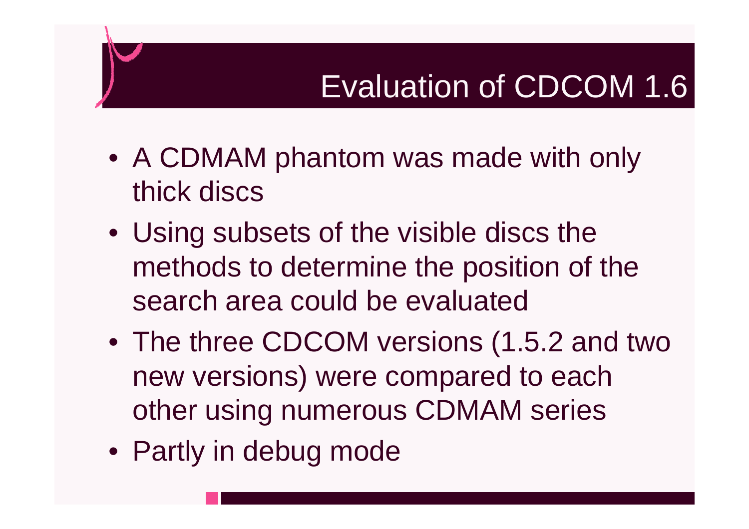# Evaluation of CDCOM 1.6

- A CDMAM phantom was made with only thick discs
- Using subsets of the visible discs the methods to determine the position of the search area could be evaluated
- The three CDCOM versions (1.5.2 and two new versions) were compared to each other using numerous CDMAM series
- Partly in debug mode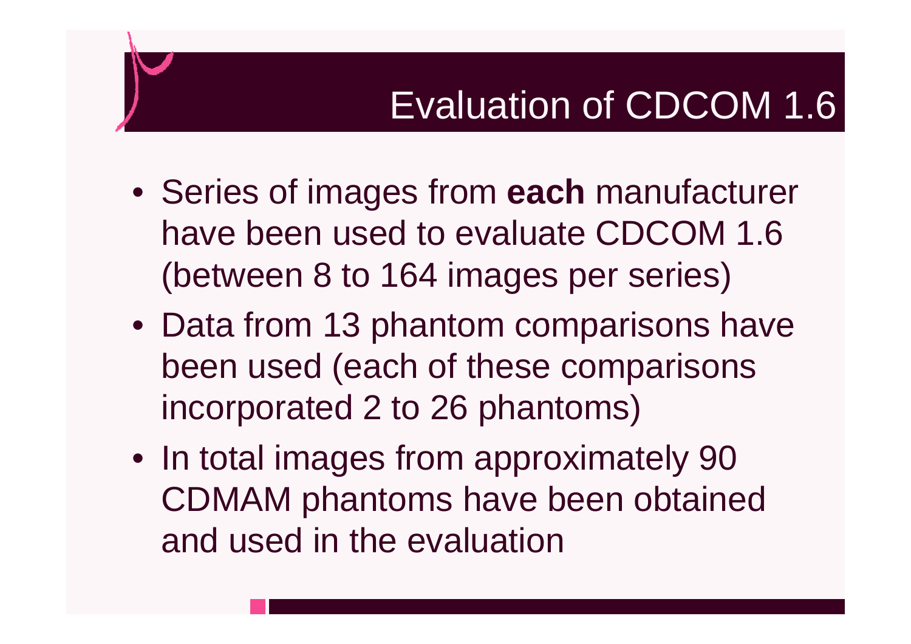# Evaluation of CDCOM 1.6

- Series of images from **each** manufacturer have been used to evaluate CDCOM 1.6 (between 8 to 164 images per series)
- Data from 13 phantom comparisons have been used (each of these comparisons incorporated 2 to 26 phantoms)
- In total images from approximately 90 CDMAM phantoms have been obtained and used in the evaluation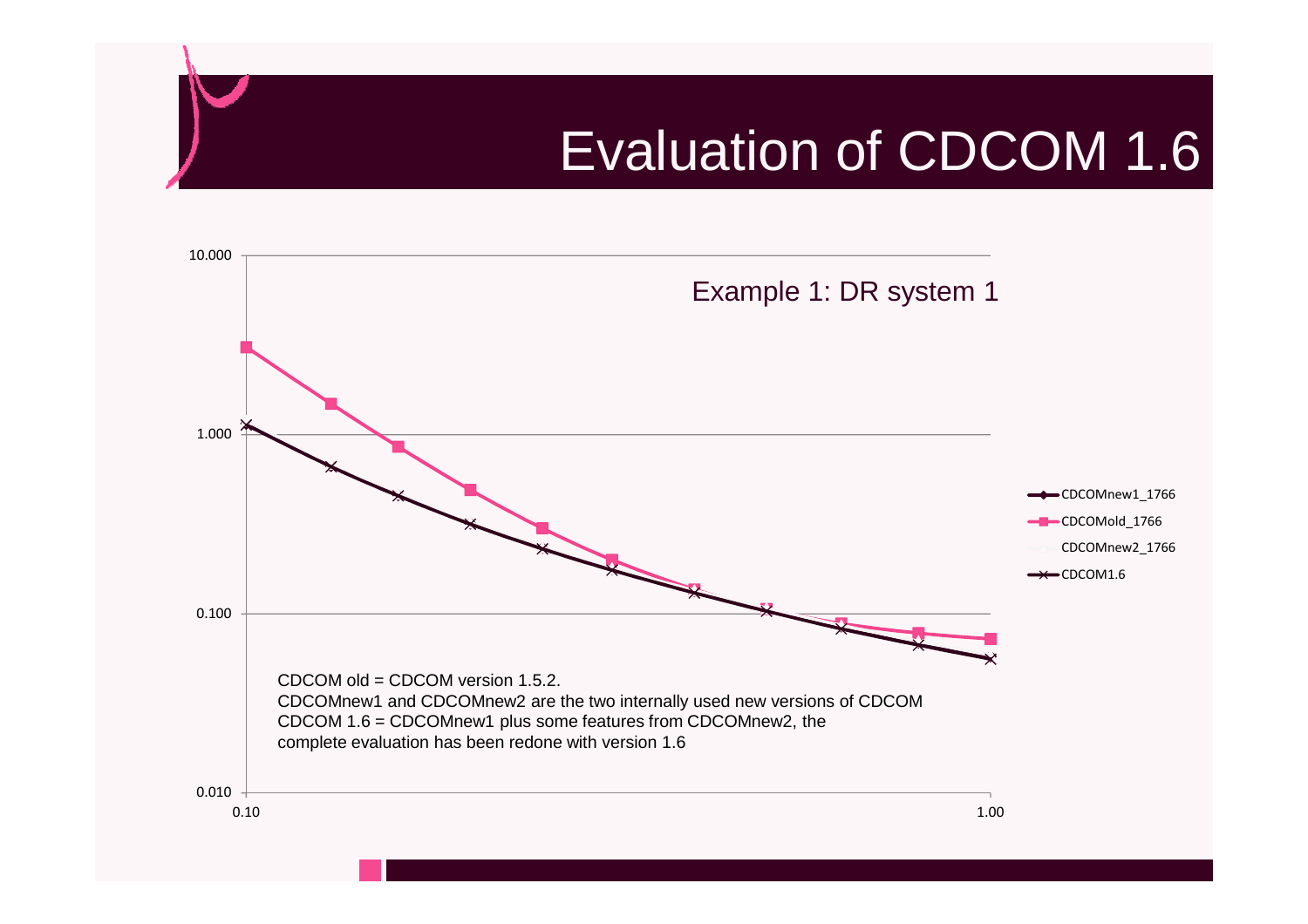# Evaluation of CDCOM 1.6

Example 1: DR system 1

CDCOM old = CDCOM version 1.5.2.
CDCOMnew1 and CDCOMnew2 are the two internally used new versions of CDCOM
CDCOM 1.6 = CDCOMnew1 plus some features from CDCOMnew2, the complete evaluation has been redone with version 1.6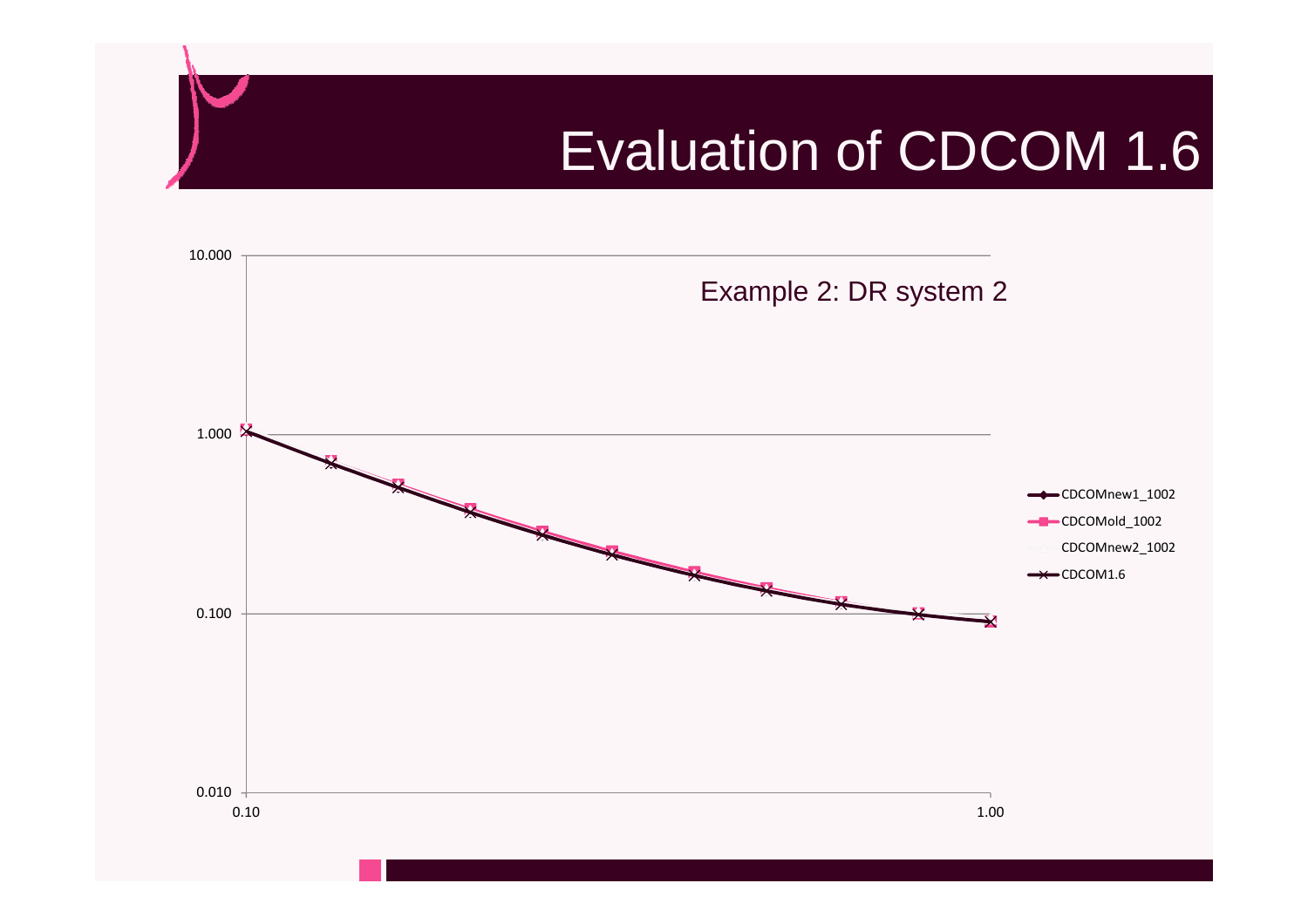# Evaluation of CDCOM 1.6

Example 2: DR system 2

10.000

1.000

0.100

0.010

0.10

1.00

CDCOMnew1_1002

CDCOMold_1002

CDCOMnew2_1002

CDCOM1.6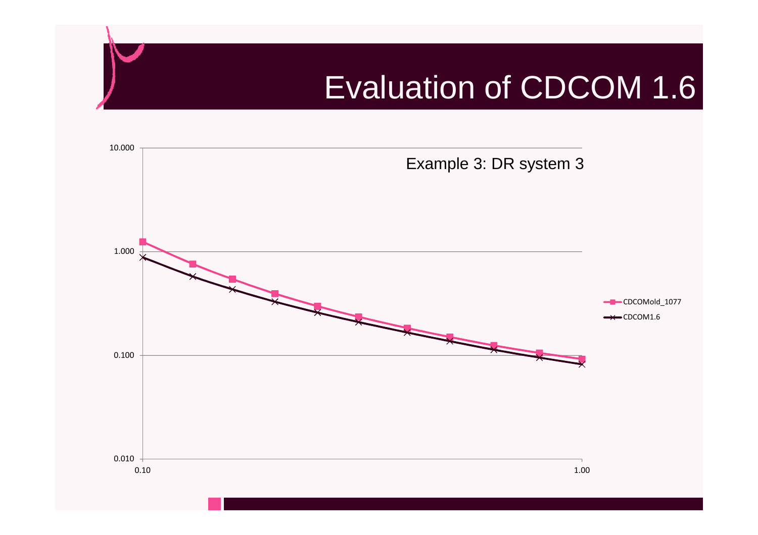# Evaluation of CDCOM 1.6

Example 3: DR system 3

10.000

1.000

0.100

0.010

0.10

1.00

CDCOMold_1077

CDCOM1.6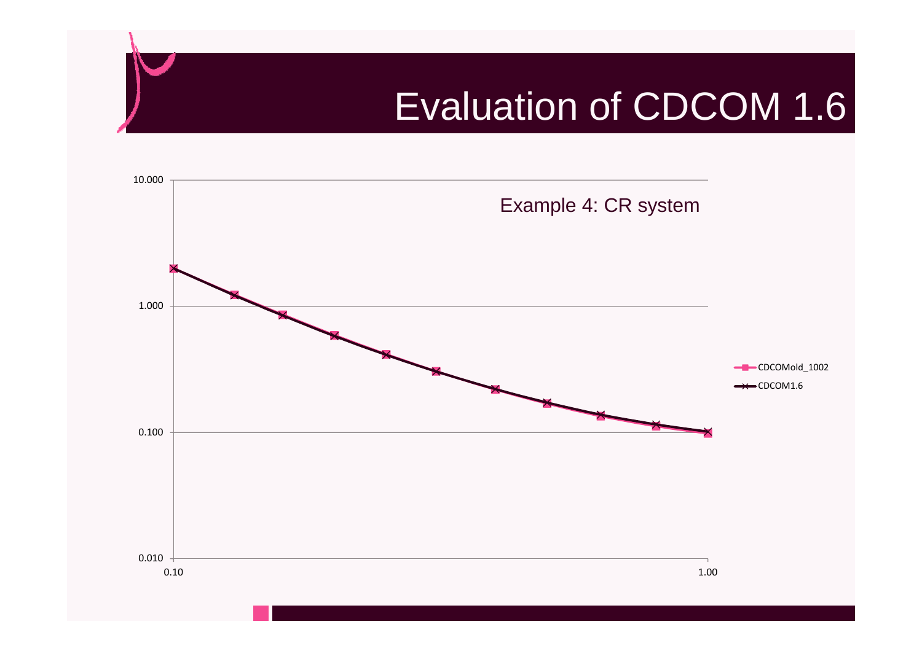# Evaluation of CDCOM 1.6

Example 4: CR system

10.000

1.000

0.100

0.010

0.10

1.00

CDCOMold_1002

CDCOM1.6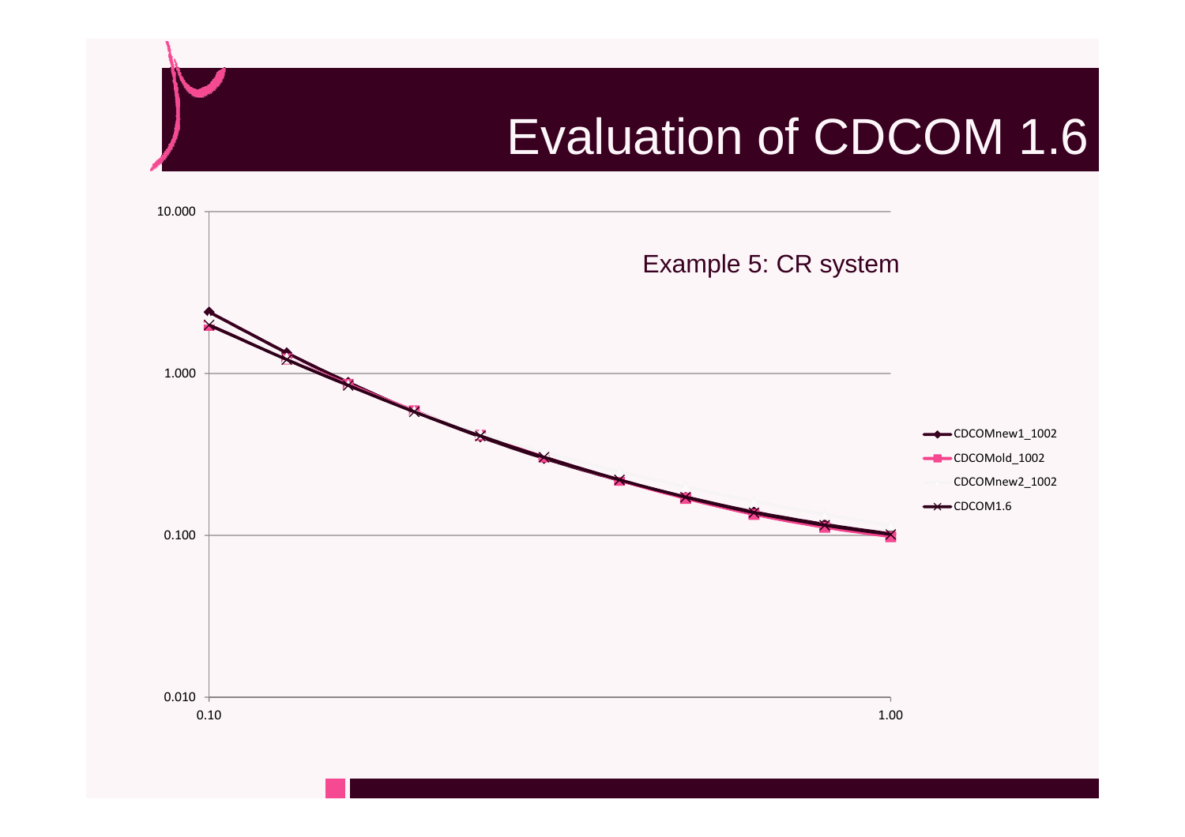# Evaluation of CDCOM 1.6

Example 5: CR system

10.000

1.000

0.100

0.010

0.10

1.00

CDCOMnew1_1002

CDCOMold_1002

CDCOMnew2_1002

CDCOM1.6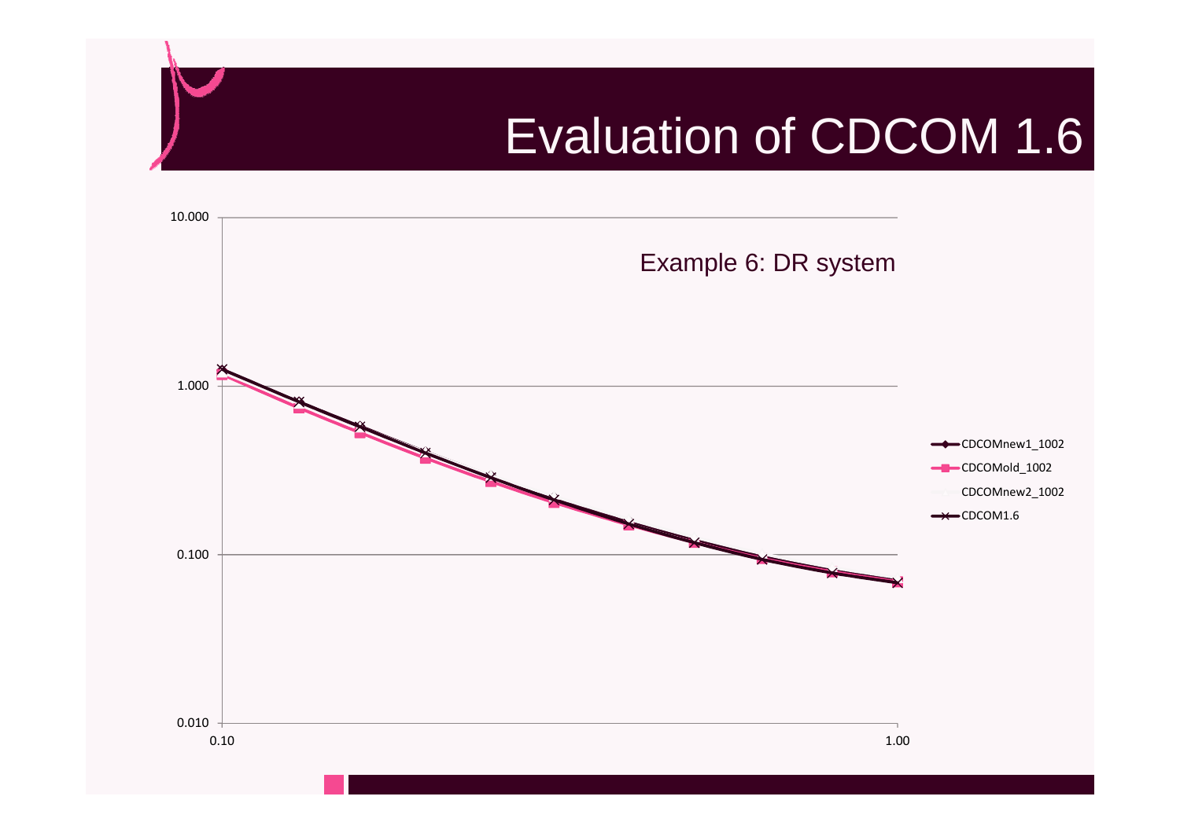# Evaluation of CDCOM 1.6

Example 6: DR system

10.000

1.000

0.100

0.010

0.10

1.00

CDCOMnew1_1002

CDCOMold_1002

CDCOMnew2_1002

CDCOM1.6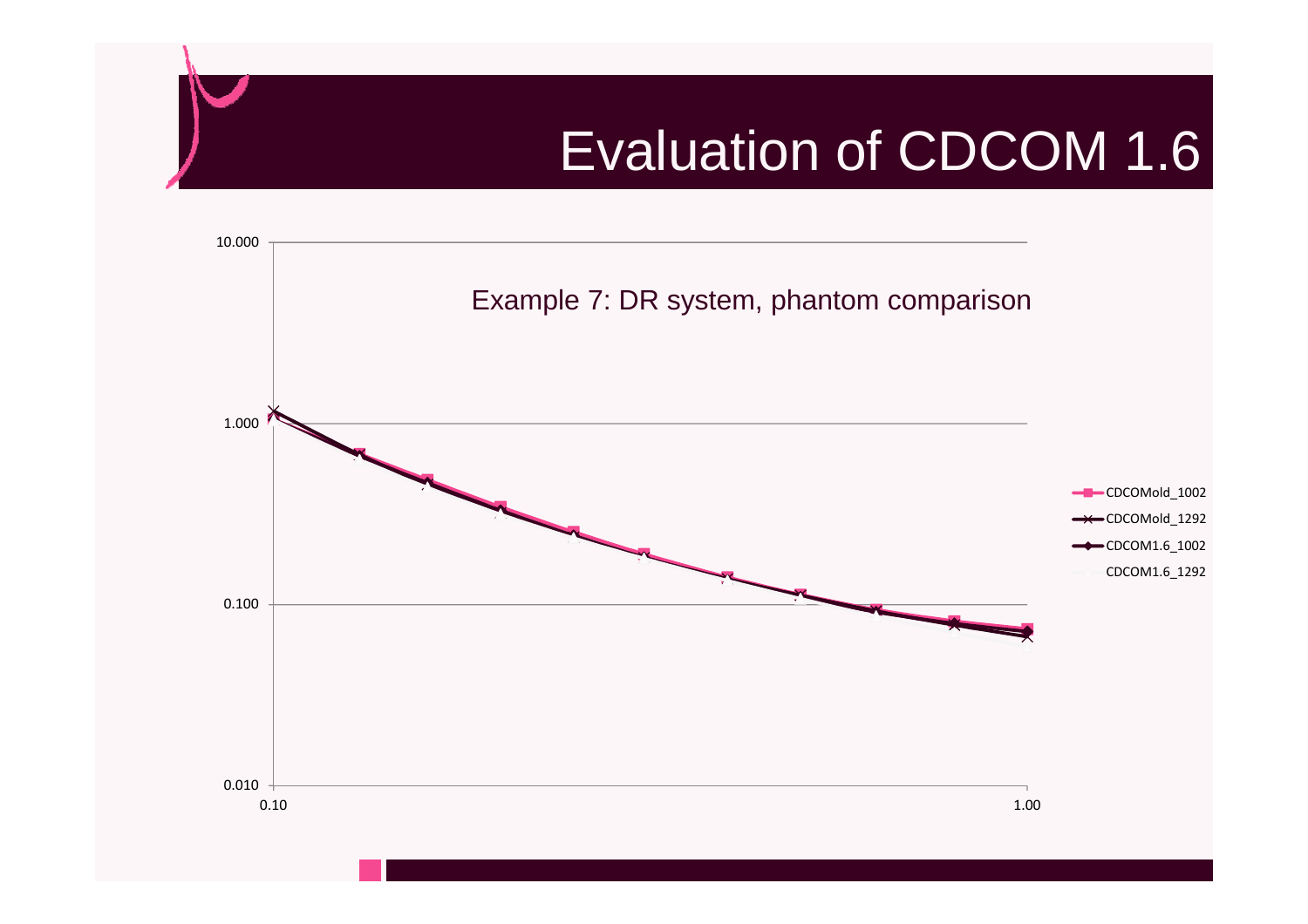# Evaluation of CDCOM 1.6

Example 7: DR system, phantom comparison

10.000

1.000

0.100

0.010

0.10

1.00

CDCOMold_1002

CDCOMold_1292

CDCOM1.6_1002

CDCOM1.6_1292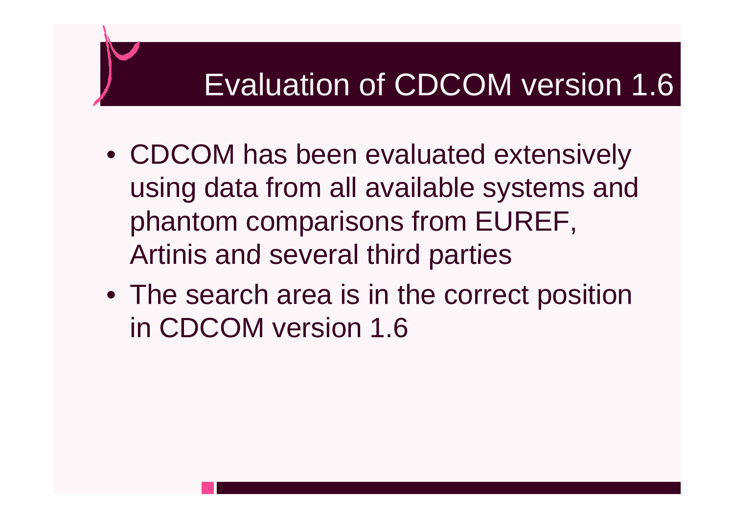# Evaluation of CDCOM version 1.6

- CDCOM has been evaluated extensively using data from all available systems and phantom comparisons from EUREF, Artinis and several third parties
- The search area is in the correct position in CDCOM version 1.6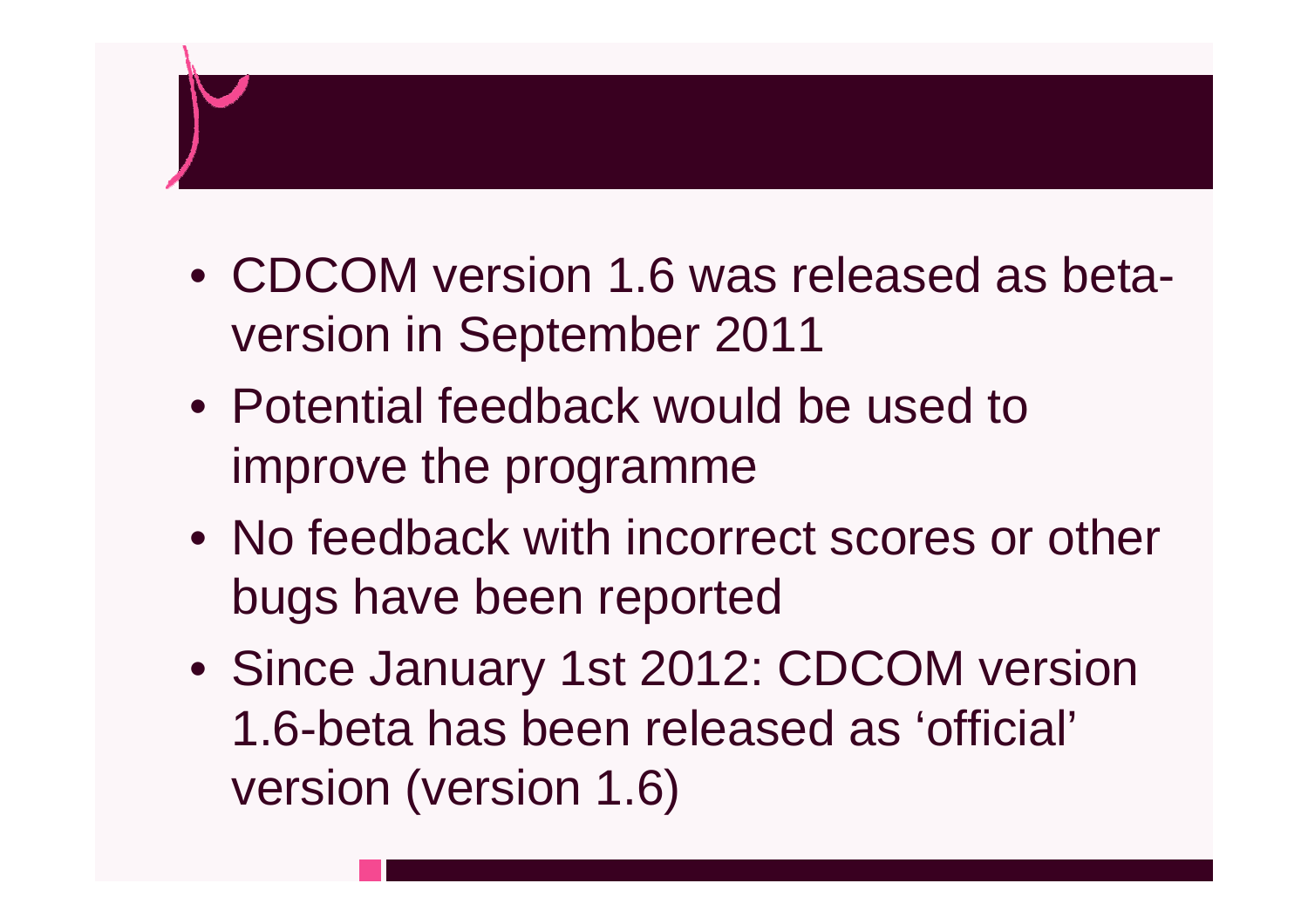- CDCOM version 1.6 was released as beta-version in September 2011
- Potential feedback would be used to improve the programme
- No feedback with incorrect scores or other bugs have been reported
- Since January 1st 2012: CDCOM version 1.6-beta has been released as 'official' version (version 1.6)